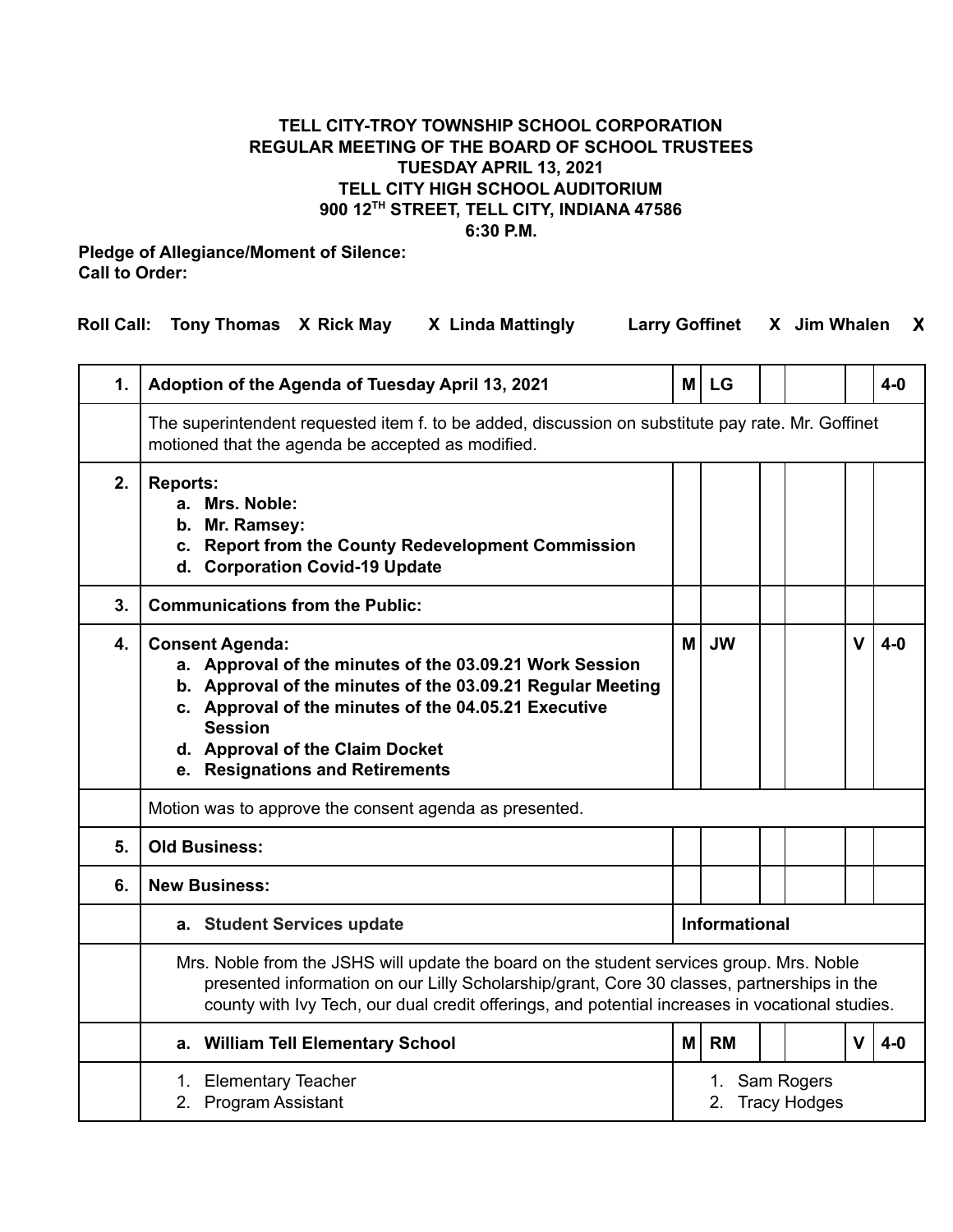**TELL CITY-TROY TOWNSHIP SCHOOL CORPORATION**
**REGULAR MEETING OF THE BOARD OF SCHOOL TRUSTEES**
**TUESDAY APRIL 13, 2021**
**TELL CITY HIGH SCHOOL AUDITORIUM**
**900 12TH STREET, TELL CITY, INDIANA 47586**
**6:30 P.M.**

**Pledge of Allegiance/Moment of Silence:**
**Call to Order:**

**Roll Call:** Tony Thomas X Rick May X Linda Mattingly Larry Goffinet X Jim Whalen X

| | | | | | | | |
|---|---|---|---|---|---|---|---|
| **1.** | **Adoption of the Agenda of Tuesday April 13, 2021** | **M** | **LG** | | | | **4-0** |
| | The superintendent requested item f. to be added, discussion on substitute pay rate. Mr. Goffinet motioned that the agenda be accepted as modified. | | | | | | |
| **2.** | **Reports:**<br>a. **Mrs. Noble:**<br>b. **Mr. Ramsey:**<br>c. **Report from the County Redevelopment Commission**<br>d. **Corporation Covid-19 Update** | | | | | | |
| **3.** | **Communications from the Public:** | | | | | | |
| **4.** | **Consent Agenda:**<br>a. **Approval of the minutes of the 03.09.21 Work Session**<br>b. **Approval of the minutes of the 03.09.21 Regular Meeting**<br>c. **Approval of the minutes of the 04.05.21 Executive Session**<br>d. **Approval of the Claim Docket**<br>e. **Resignations and Retirements** | **M** | **JW** | | | **V** | **4-0** |
| | Motion was to approve the consent agenda as presented. | | | | | | |
| **5.** | **Old Business:** | | | | | | |
| **6.** | **New Business:** | | | | | | |
| | a. **Student Services update** | **Informational** | | | | | |
| | Mrs. Noble from the JSHS will update the board on the student services group. Mrs. Noble presented information on our Lilly Scholarship/grant, Core 30 classes, partnerships in the county with Ivy Tech, our dual credit offerings, and potential increases in vocational studies. | | | | | | |
| | a. **William Tell Elementary School** | **M** | **RM** | | | **V** | **4-0** |
| | 1. Elementary Teacher<br>2. Program Assistant | 1. Sam Rogers<br>2. Tracy Hodges | | | | | |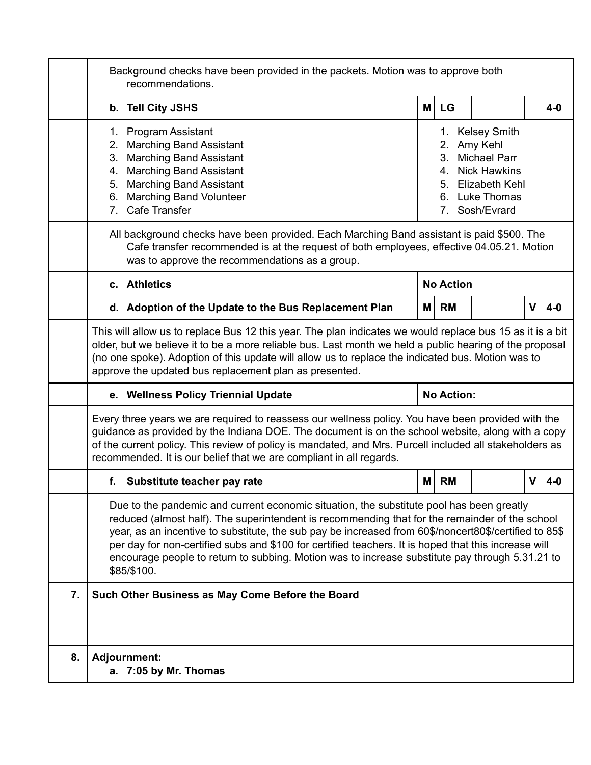| | | | | | | | |
|---|---|---|---|---|---|---|---|
| | Background checks have been provided in the packets. Motion was to approve both recommendations. | | | | | | |
| | **b. Tell City JSHS** | **M** | **LG** | | | | **4-0** |
| | 1. Program Assistant<br>2. Marching Band Assistant<br>3. Marching Band Assistant<br>4. Marching Band Assistant<br>5. Marching Band Assistant<br>6. Marching Band Volunteer<br>7. Cafe Transfer | 1. Kelsey Smith<br>2. Amy Kehl<br>3. Michael Parr<br>4. Nick Hawkins<br>5. Elizabeth Kehl<br>6. Luke Thomas<br>7. Sosh/Evrard | | | | | |
| | All background checks have been provided. Each Marching Band assistant is paid $500. The Cafe transfer recommended is at the request of both employees, effective 04.05.21. Motion was to approve the recommendations as a group. | | | | | | |
| | **c. Athletics** | **No Action** | | | | | |
| | **d. Adoption of the Update to the Bus Replacement Plan** | **M** | **RM** | | | **V** | **4-0** |
| | This will allow us to replace Bus 12 this year. The plan indicates we would replace bus 15 as it is a bit older, but we believe it to be a more reliable bus. Last month we held a public hearing of the proposal (no one spoke). Adoption of this update will allow us to replace the indicated bus. Motion was to approve the updated bus replacement plan as presented. | | | | | | |
| | **e. Wellness Policy Triennial Update** | **No Action:** | | | | | |
| | Every three years we are required to reassess our wellness policy. You have been provided with the guidance as provided by the Indiana DOE. The document is on the school website, along with a copy of the current policy. This review of policy is mandated, and Mrs. Purcell included all stakeholders as recommended. It is our belief that we are compliant in all regards. | | | | | | |
| | **f. Substitute teacher pay rate** | **M** | **RM** | | | **V** | **4-0** |
| | Due to the pandemic and current economic situation, the substitute pool has been greatly reduced (almost half). The superintendent is recommending that for the remainder of the school year, as an incentive to substitute, the sub pay be increased from 60$/noncert80$/certified to 85$ per day for non-certified subs and $100 for certified teachers. It is hoped that this increase will encourage people to return to subbing. Motion was to increase substitute pay through 5.31.21 to $85/$100. | | | | | | |
| **7.** | **Such Other Business as May Come Before the Board** | | | | | | |
| **8.** | **Adjournment:**<br>**a. 7:05 by Mr. Thomas** | | | | | | |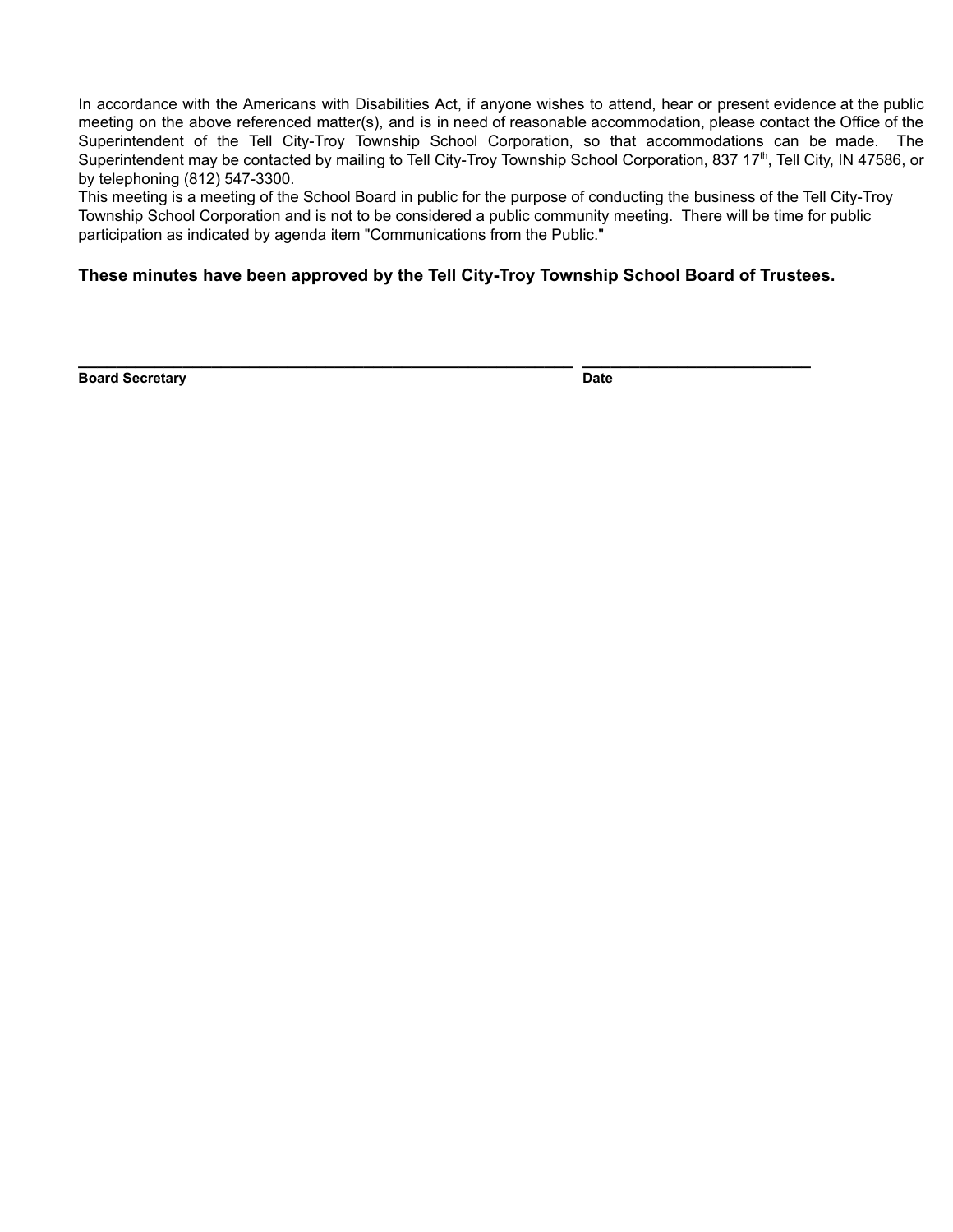In accordance with the Americans with Disabilities Act, if anyone wishes to attend, hear or present evidence at the public meeting on the above referenced matter(s), and is in need of reasonable accommodation, please contact the Office of the Superintendent of the Tell City-Troy Township School Corporation, so that accommodations can be made. The Superintendent may be contacted by mailing to Tell City-Troy Township School Corporation, 837 17th, Tell City, IN 47586, or by telephoning (812) 547-3300.

This meeting is a meeting of the School Board in public for the purpose of conducting the business of the Tell City-Troy Township School Corporation and is not to be considered a public community meeting. There will be time for public participation as indicated by agenda item "Communications from the Public."

**These minutes have been approved by the Tell City-Troy Township School Board of Trustees.**

_______________________________________________ _______________________

**Board Secretary** **Date**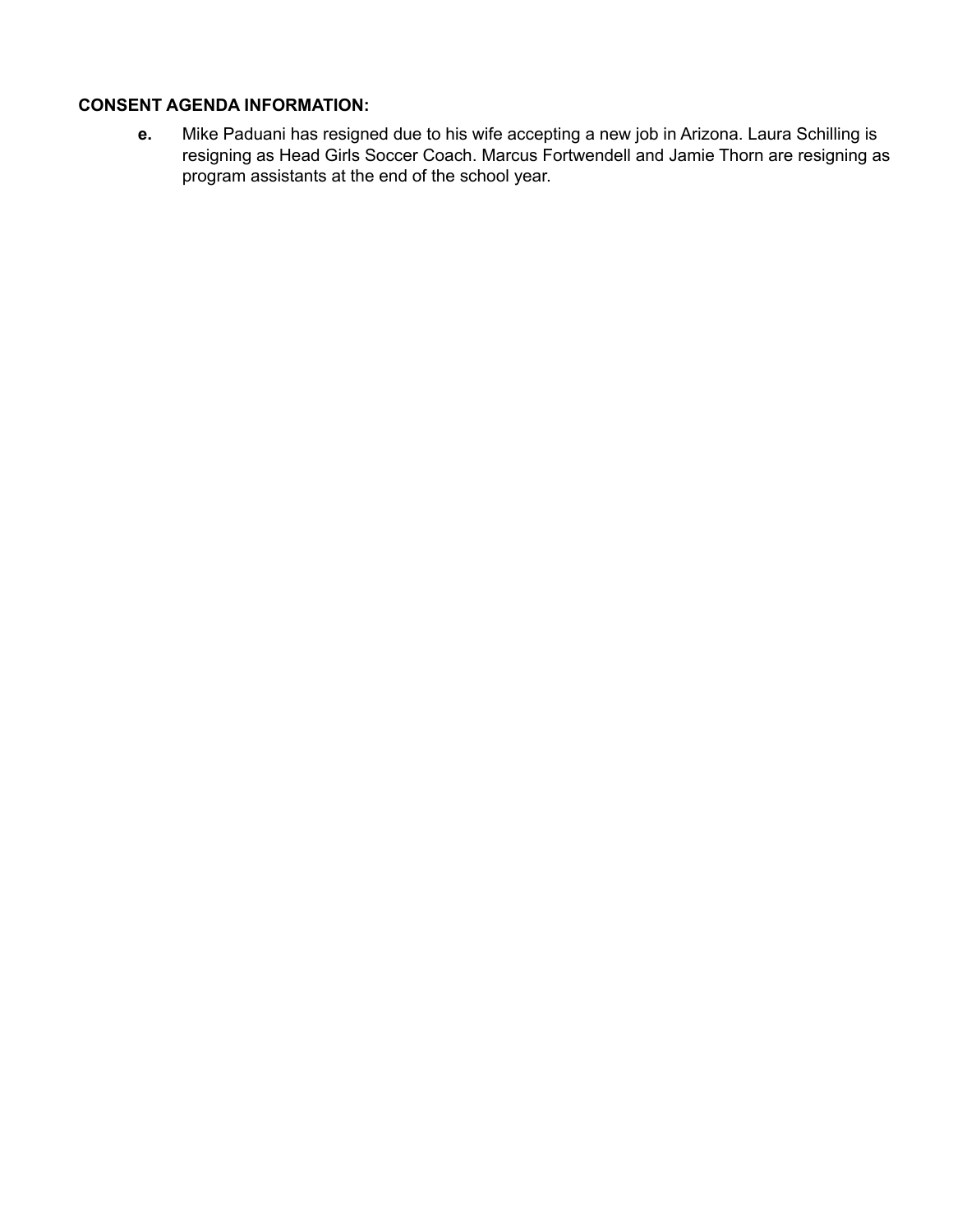**CONSENT AGENDA INFORMATION:**

**e.** Mike Paduani has resigned due to his wife accepting a new job in Arizona. Laura Schilling is resigning as Head Girls Soccer Coach. Marcus Fortwendell and Jamie Thorn are resigning as program assistants at the end of the school year.